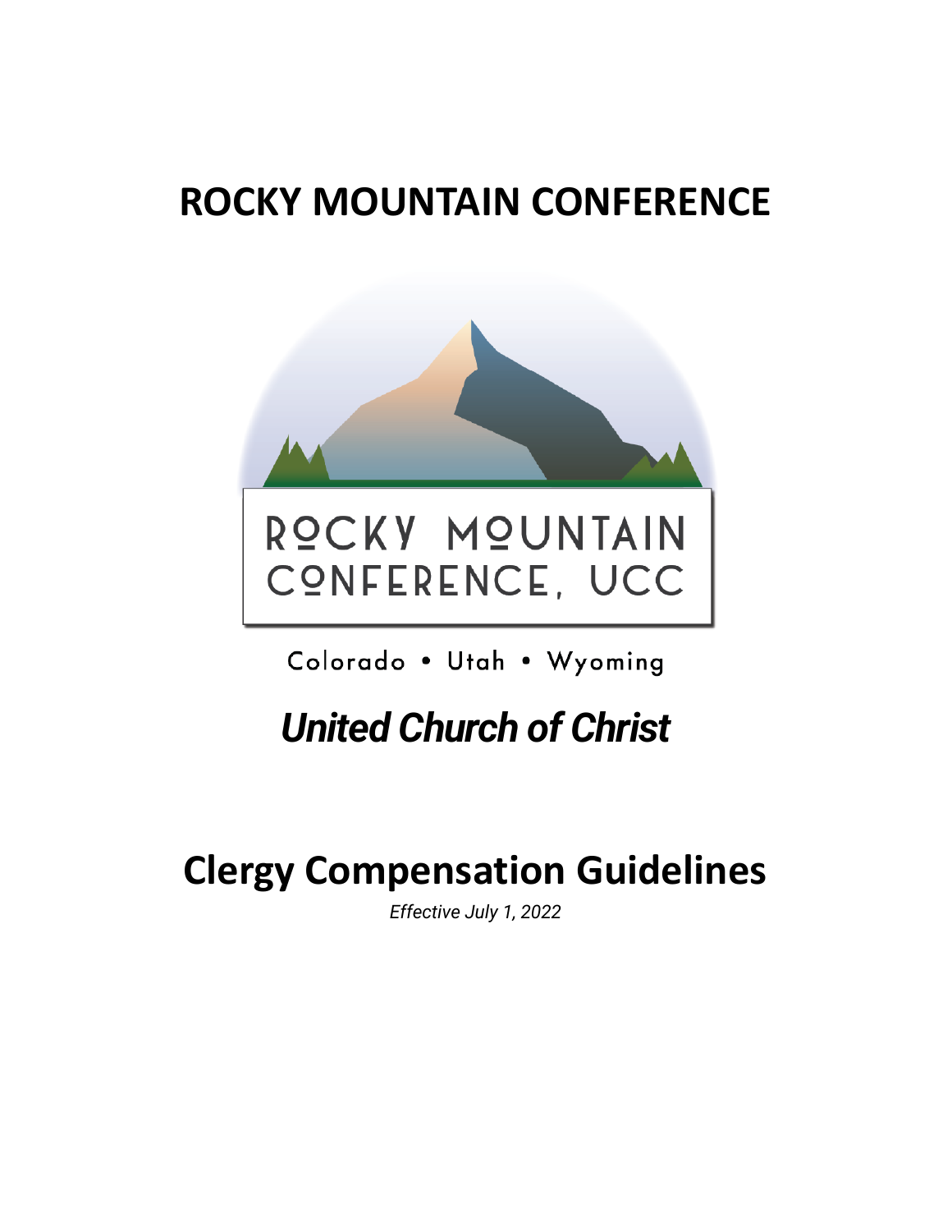# ROCKY MOUNTAIN CONFERENCE

ROCKY MOUNTAIN CONFERENCE, UCC

Colorado • Utah • Wyoming

***United Church of Christ***

# Clergy Compensation Guidelines

*Effective July 1, 2022*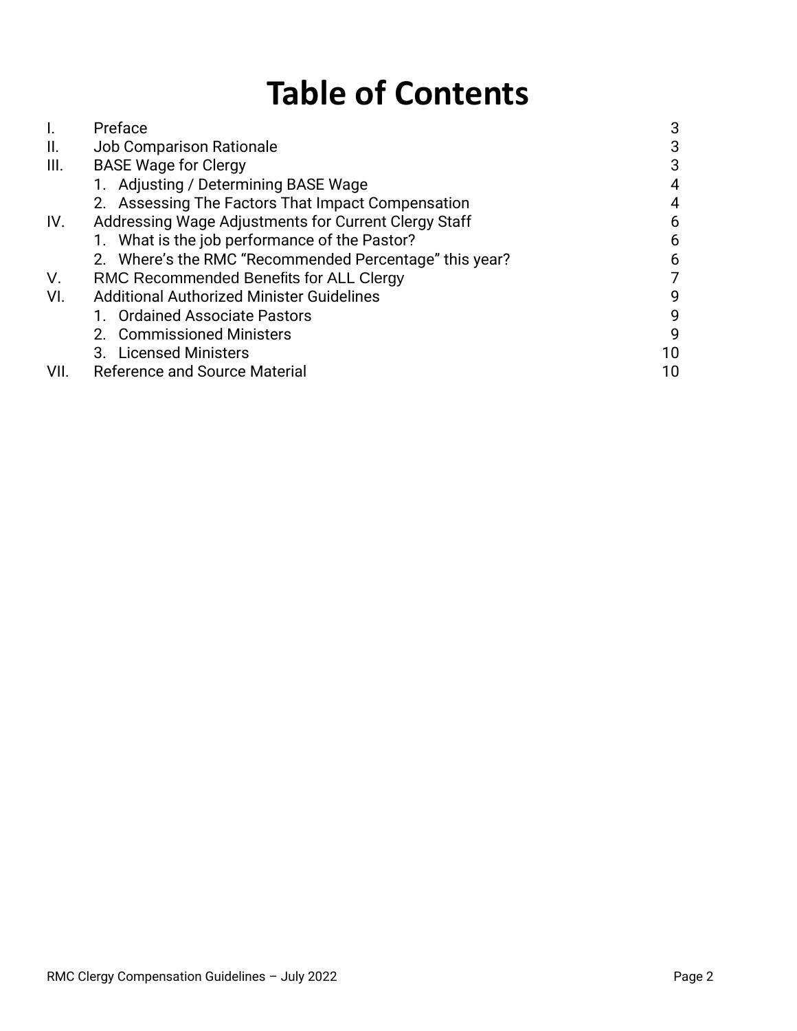# Table of Contents

| | | |
|---|---|---|
| I. | Preface | 3 |
| II. | Job Comparison Rationale | 3 |
| III. | BASE Wage for Clergy | 3 |
| | 1. Adjusting / Determining BASE Wage | 4 |
| | 2. Assessing The Factors That Impact Compensation | 4 |
| IV. | Addressing Wage Adjustments for Current Clergy Staff | 6 |
| | 1. What is the job performance of the Pastor? | 6 |
| | 2. Where's the RMC "Recommended Percentage" this year? | 6 |
| V. | RMC Recommended Benefits for ALL Clergy | 7 |
| VI. | Additional Authorized Minister Guidelines | 9 |
| | 1. Ordained Associate Pastors | 9 |
| | 2. Commissioned Ministers | 9 |
| | 3. Licensed Ministers | 10 |
| VII. | Reference and Source Material | 10 |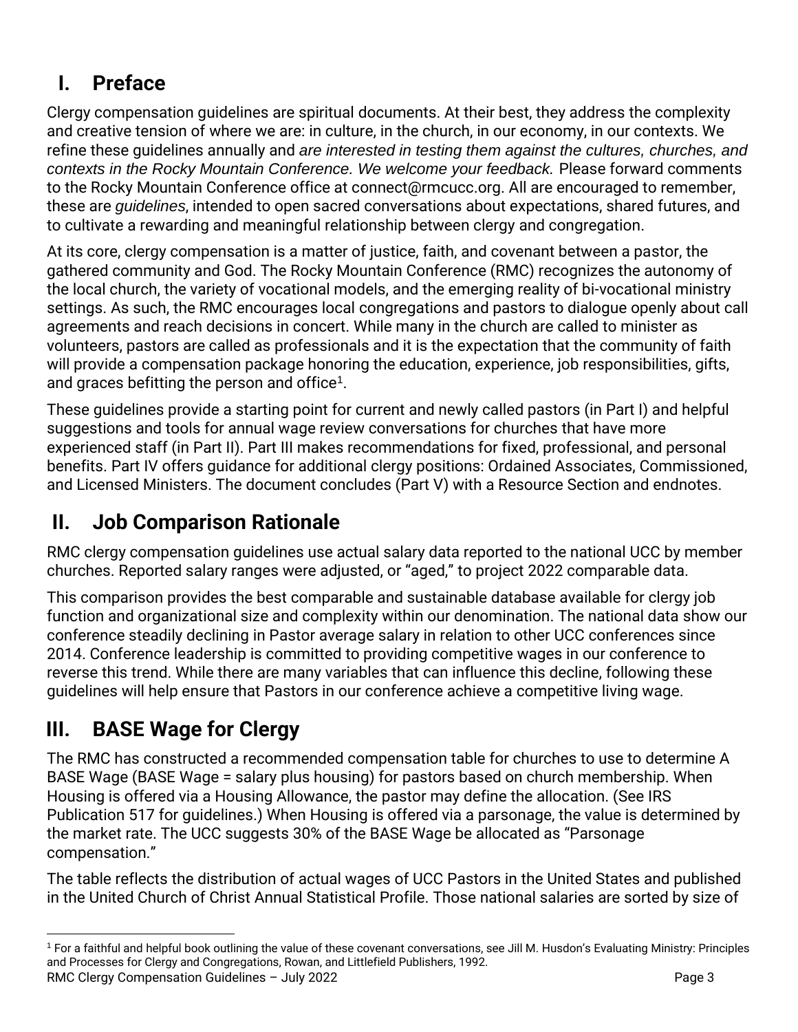## I. Preface

Clergy compensation guidelines are spiritual documents. At their best, they address the complexity and creative tension of where we are: in culture, in the church, in our economy, in our contexts. We refine these guidelines annually and *are interested in testing them against the cultures, churches, and contexts in the Rocky Mountain Conference. We welcome your feedback.* Please forward comments to the Rocky Mountain Conference office at connect@rmcucc.org. All are encouraged to remember, these are *guidelines*, intended to open sacred conversations about expectations, shared futures, and to cultivate a rewarding and meaningful relationship between clergy and congregation.

At its core, clergy compensation is a matter of justice, faith, and covenant between a pastor, the gathered community and God. The Rocky Mountain Conference (RMC) recognizes the autonomy of the local church, the variety of vocational models, and the emerging reality of bi-vocational ministry settings. As such, the RMC encourages local congregations and pastors to dialogue openly about call agreements and reach decisions in concert. While many in the church are called to minister as volunteers, pastors are called as professionals and it is the expectation that the community of faith will provide a compensation package honoring the education, experience, job responsibilities, gifts, and graces befitting the person and office[1].

These guidelines provide a starting point for current and newly called pastors (in Part I) and helpful suggestions and tools for annual wage review conversations for churches that have more experienced staff (in Part II). Part III makes recommendations for fixed, professional, and personal benefits. Part IV offers guidance for additional clergy positions: Ordained Associates, Commissioned, and Licensed Ministers. The document concludes (Part V) with a Resource Section and endnotes.

## II. Job Comparison Rationale

RMC clergy compensation guidelines use actual salary data reported to the national UCC by member churches. Reported salary ranges were adjusted, or "aged," to project 2022 comparable data.

This comparison provides the best comparable and sustainable database available for clergy job function and organizational size and complexity within our denomination. The national data show our conference steadily declining in Pastor average salary in relation to other UCC conferences since 2014. Conference leadership is committed to providing competitive wages in our conference to reverse this trend. While there are many variables that can influence this decline, following these guidelines will help ensure that Pastors in our conference achieve a competitive living wage.

## III. BASE Wage for Clergy

The RMC has constructed a recommended compensation table for churches to use to determine A BASE Wage (BASE Wage = salary plus housing) for pastors based on church membership. When Housing is offered via a Housing Allowance, the pastor may define the allocation. (See IRS Publication 517 for guidelines.) When Housing is offered via a parsonage, the value is determined by the market rate. The UCC suggests 30% of the BASE Wage be allocated as "Parsonage compensation."

The table reflects the distribution of actual wages of UCC Pastors in the United States and published in the United Church of Christ Annual Statistical Profile. Those national salaries are sorted by size of

[1] For a faithful and helpful book outlining the value of these covenant conversations, see Jill M. Husdon's Evaluating Ministry: Principles and Processes for Clergy and Congregations, Rowan, and Littlefield Publishers, 1992.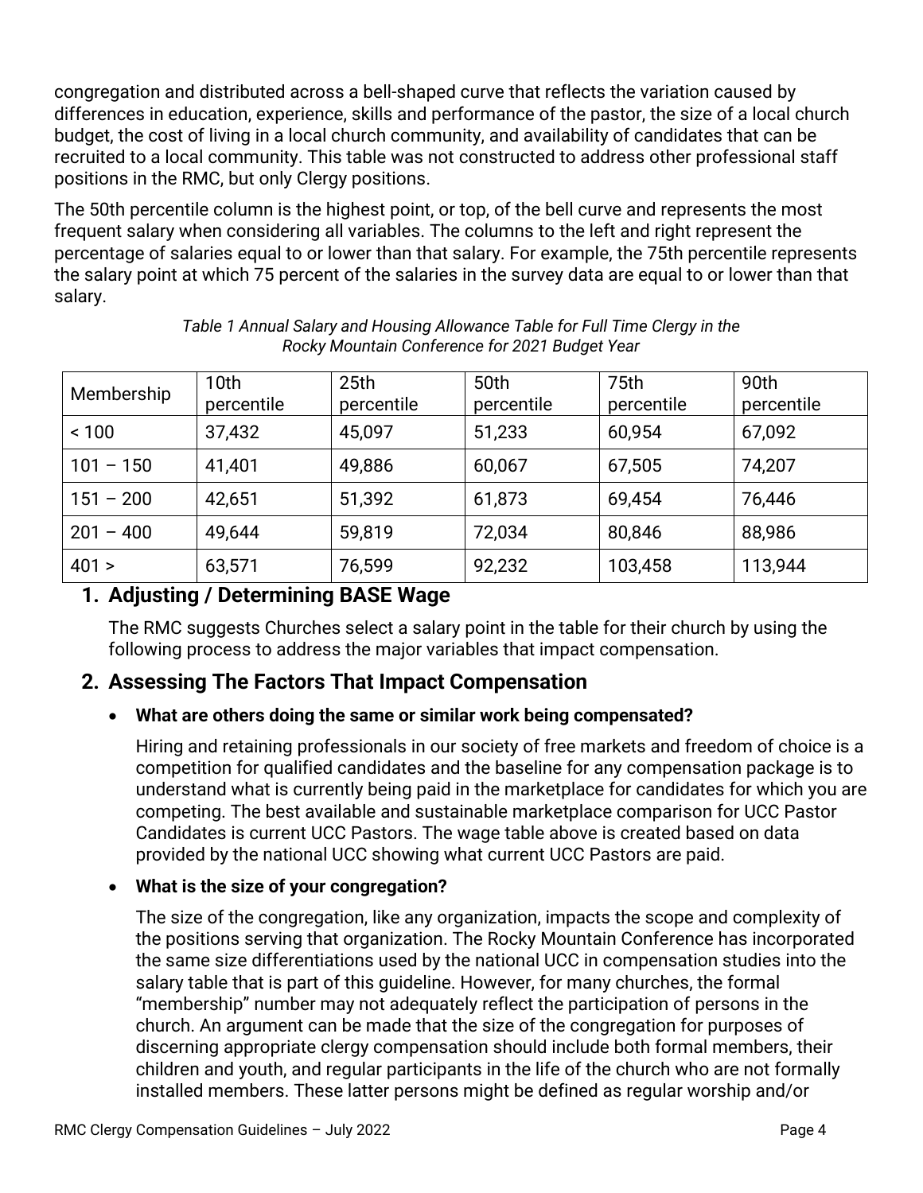congregation and distributed across a bell-shaped curve that reflects the variation caused by differences in education, experience, skills and performance of the pastor, the size of a local church budget, the cost of living in a local church community, and availability of candidates that can be recruited to a local community. This table was not constructed to address other professional staff positions in the RMC, but only Clergy positions.

The 50th percentile column is the highest point, or top, of the bell curve and represents the most frequent salary when considering all variables. The columns to the left and right represent the percentage of salaries equal to or lower than that salary. For example, the 75th percentile represents the salary point at which 75 percent of the salaries in the survey data are equal to or lower than that salary.

*Table 1 Annual Salary and Housing Allowance Table for Full Time Clergy in the Rocky Mountain Conference for 2021 Budget Year*

| Membership | 10th percentile | 25th percentile | 50th percentile | 75th percentile | 90th percentile |
|---|---|---|---|---|---|
| < 100 | 37,432 | 45,097 | 51,233 | 60,954 | 67,092 |
| 101 – 150 | 41,401 | 49,886 | 60,067 | 67,505 | 74,207 |
| 151 – 200 | 42,651 | 51,392 | 61,873 | 69,454 | 76,446 |
| 201 – 400 | 49,644 | 59,819 | 72,034 | 80,846 | 88,986 |
| 401 > | 63,571 | 76,599 | 92,232 | 103,458 | 113,944 |

## 1. Adjusting / Determining BASE Wage

The RMC suggests Churches select a salary point in the table for their church by using the following process to address the major variables that impact compensation.

## 2. Assessing The Factors That Impact Compensation

- **What are others doing the same or similar work being compensated?**

  Hiring and retaining professionals in our society of free markets and freedom of choice is a competition for qualified candidates and the baseline for any compensation package is to understand what is currently being paid in the marketplace for candidates for which you are competing. The best available and sustainable marketplace comparison for UCC Pastor Candidates is current UCC Pastors. The wage table above is created based on data provided by the national UCC showing what current UCC Pastors are paid.

- **What is the size of your congregation?**

  The size of the congregation, like any organization, impacts the scope and complexity of the positions serving that organization. The Rocky Mountain Conference has incorporated the same size differentiations used by the national UCC in compensation studies into the salary table that is part of this guideline. However, for many churches, the formal "membership" number may not adequately reflect the participation of persons in the church. An argument can be made that the size of the congregation for purposes of discerning appropriate clergy compensation should include both formal members, their children and youth, and regular participants in the life of the church who are not formally installed members. These latter persons might be defined as regular worship and/or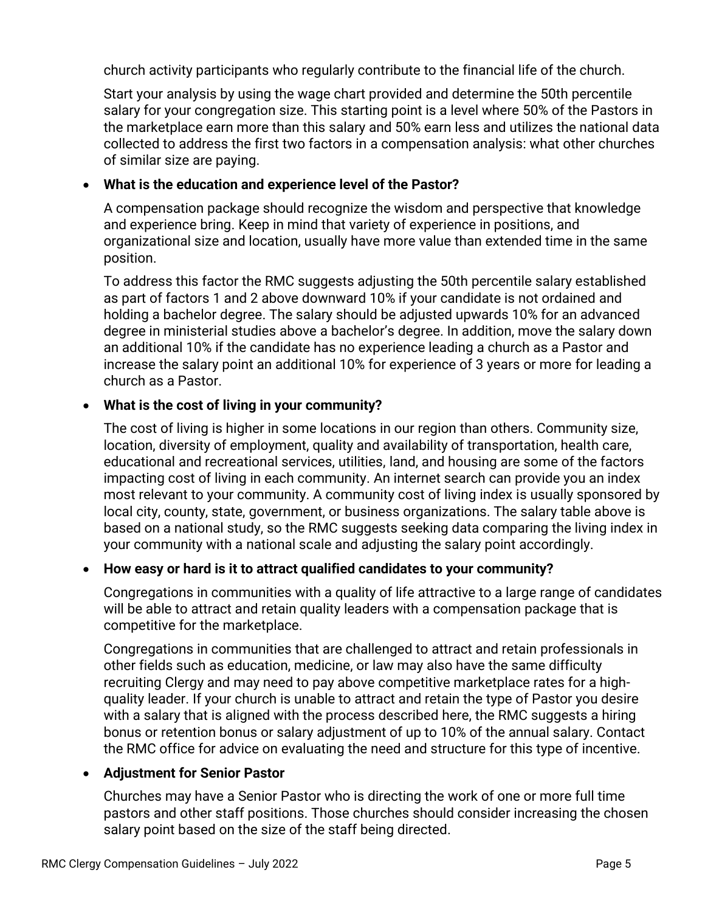church activity participants who regularly contribute to the financial life of the church.

Start your analysis by using the wage chart provided and determine the 50th percentile salary for your congregation size. This starting point is a level where 50% of the Pastors in the marketplace earn more than this salary and 50% earn less and utilizes the national data collected to address the first two factors in a compensation analysis: what other churches of similar size are paying.

- **What is the education and experience level of the Pastor?**

  A compensation package should recognize the wisdom and perspective that knowledge and experience bring. Keep in mind that variety of experience in positions, and organizational size and location, usually have more value than extended time in the same position.

  To address this factor the RMC suggests adjusting the 50th percentile salary established as part of factors 1 and 2 above downward 10% if your candidate is not ordained and holding a bachelor degree. The salary should be adjusted upwards 10% for an advanced degree in ministerial studies above a bachelor's degree. In addition, move the salary down an additional 10% if the candidate has no experience leading a church as a Pastor and increase the salary point an additional 10% for experience of 3 years or more for leading a church as a Pastor.

- **What is the cost of living in your community?**

  The cost of living is higher in some locations in our region than others. Community size, location, diversity of employment, quality and availability of transportation, health care, educational and recreational services, utilities, land, and housing are some of the factors impacting cost of living in each community. An internet search can provide you an index most relevant to your community. A community cost of living index is usually sponsored by local city, county, state, government, or business organizations. The salary table above is based on a national study, so the RMC suggests seeking data comparing the living index in your community with a national scale and adjusting the salary point accordingly.

- **How easy or hard is it to attract qualified candidates to your community?**

  Congregations in communities with a quality of life attractive to a large range of candidates will be able to attract and retain quality leaders with a compensation package that is competitive for the marketplace.

  Congregations in communities that are challenged to attract and retain professionals in other fields such as education, medicine, or law may also have the same difficulty recruiting Clergy and may need to pay above competitive marketplace rates for a high-quality leader. If your church is unable to attract and retain the type of Pastor you desire with a salary that is aligned with the process described here, the RMC suggests a hiring bonus or retention bonus or salary adjustment of up to 10% of the annual salary. Contact the RMC office for advice on evaluating the need and structure for this type of incentive.

- **Adjustment for Senior Pastor**

  Churches may have a Senior Pastor who is directing the work of one or more full time pastors and other staff positions. Those churches should consider increasing the chosen salary point based on the size of the staff being directed.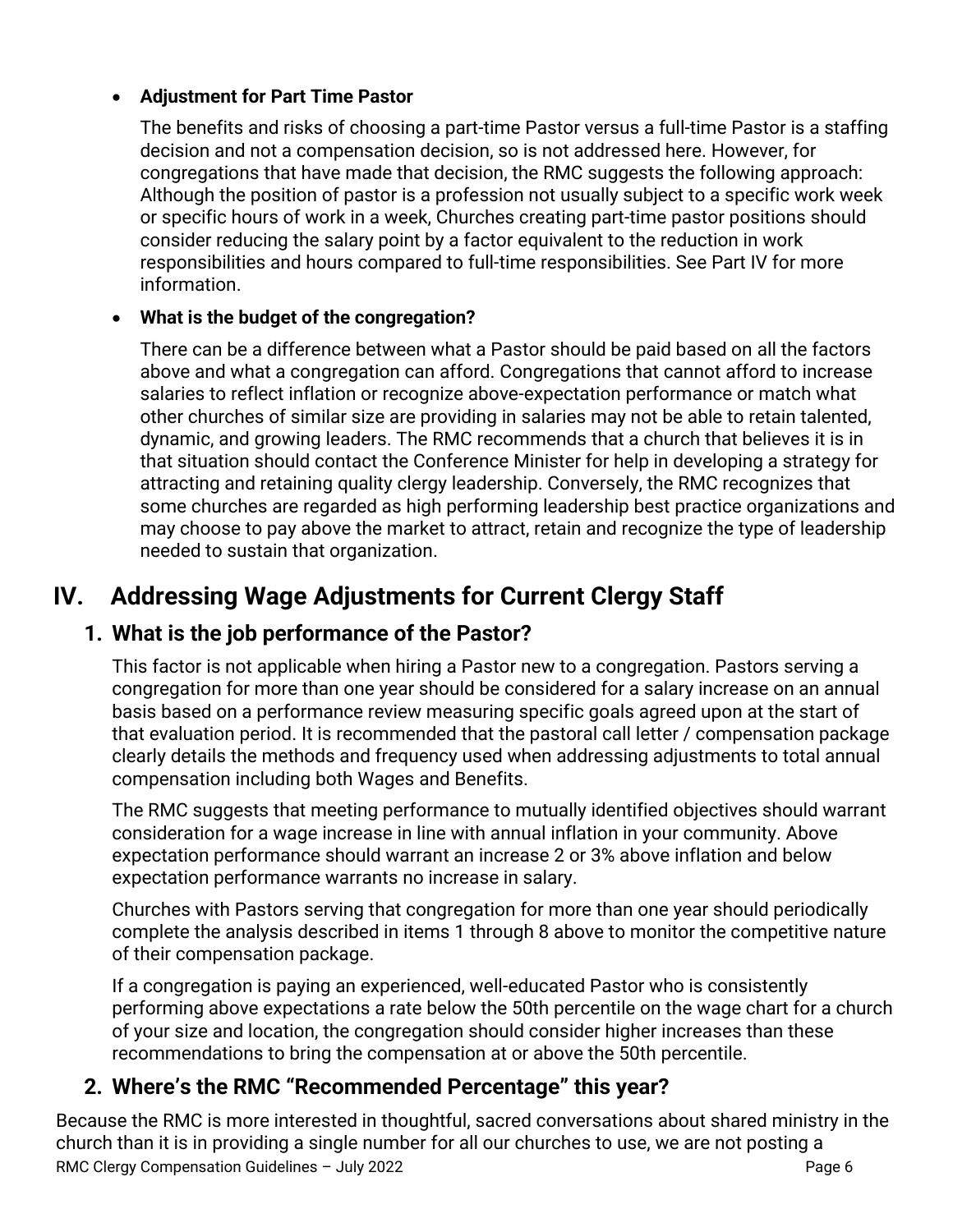- **Adjustment for Part Time Pastor**

  The benefits and risks of choosing a part-time Pastor versus a full-time Pastor is a staffing decision and not a compensation decision, so is not addressed here. However, for congregations that have made that decision, the RMC suggests the following approach: Although the position of pastor is a profession not usually subject to a specific work week or specific hours of work in a week, Churches creating part-time pastor positions should consider reducing the salary point by a factor equivalent to the reduction in work responsibilities and hours compared to full-time responsibilities. See Part IV for more information.

- **What is the budget of the congregation?**

  There can be a difference between what a Pastor should be paid based on all the factors above and what a congregation can afford. Congregations that cannot afford to increase salaries to reflect inflation or recognize above-expectation performance or match what other churches of similar size are providing in salaries may not be able to retain talented, dynamic, and growing leaders. The RMC recommends that a church that believes it is in that situation should contact the Conference Minister for help in developing a strategy for attracting and retaining quality clergy leadership. Conversely, the RMC recognizes that some churches are regarded as high performing leadership best practice organizations and may choose to pay above the market to attract, retain and recognize the type of leadership needed to sustain that organization.

# IV. Addressing Wage Adjustments for Current Clergy Staff

## 1. What is the job performance of the Pastor?

This factor is not applicable when hiring a Pastor new to a congregation. Pastors serving a congregation for more than one year should be considered for a salary increase on an annual basis based on a performance review measuring specific goals agreed upon at the start of that evaluation period. It is recommended that the pastoral call letter / compensation package clearly details the methods and frequency used when addressing adjustments to total annual compensation including both Wages and Benefits.

The RMC suggests that meeting performance to mutually identified objectives should warrant consideration for a wage increase in line with annual inflation in your community. Above expectation performance should warrant an increase 2 or 3% above inflation and below expectation performance warrants no increase in salary.

Churches with Pastors serving that congregation for more than one year should periodically complete the analysis described in items 1 through 8 above to monitor the competitive nature of their compensation package.

If a congregation is paying an experienced, well-educated Pastor who is consistently performing above expectations a rate below the 50th percentile on the wage chart for a church of your size and location, the congregation should consider higher increases than these recommendations to bring the compensation at or above the 50th percentile.

## 2. Where's the RMC "Recommended Percentage" this year?

Because the RMC is more interested in thoughtful, sacred conversations about shared ministry in the church than it is in providing a single number for all our churches to use, we are not posting a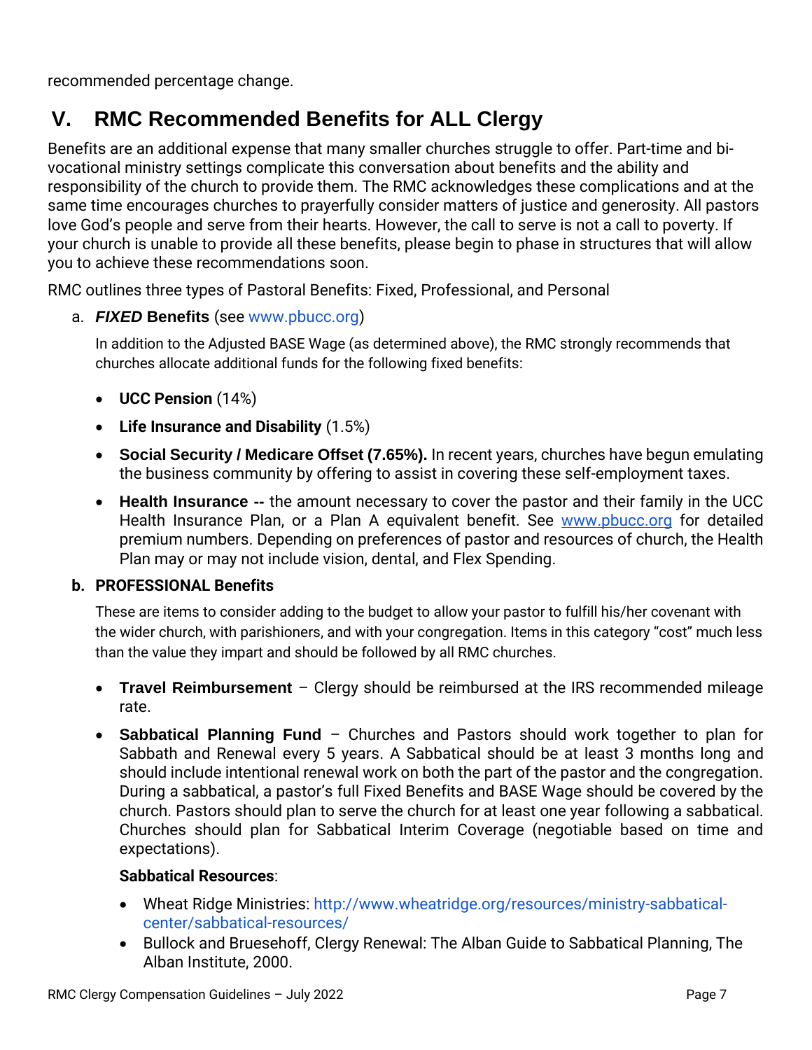recommended percentage change.

## V. RMC Recommended Benefits for ALL Clergy

Benefits are an additional expense that many smaller churches struggle to offer. Part-time and bi-vocational ministry settings complicate this conversation about benefits and the ability and responsibility of the church to provide them. The RMC acknowledges these complications and at the same time encourages churches to prayerfully consider matters of justice and generosity. All pastors love God's people and serve from their hearts. However, the call to serve is not a call to poverty. If your church is unable to provide all these benefits, please begin to phase in structures that will allow you to achieve these recommendations soon.

RMC outlines three types of Pastoral Benefits: Fixed, Professional, and Personal

a. ***FIXED* Benefits** (see www.pbucc.org)

In addition to the Adjusted BASE Wage (as determined above), the RMC strongly recommends that churches allocate additional funds for the following fixed benefits:

- **UCC Pension** (14%)
- **Life Insurance and Disability** (1.5%)
- **Social Security / Medicare Offset (7.65%).** In recent years, churches have begun emulating the business community by offering to assist in covering these self-employment taxes.
- **Health Insurance --** the amount necessary to cover the pastor and their family in the UCC Health Insurance Plan, or a Plan A equivalent benefit. See www.pbucc.org for detailed premium numbers. Depending on preferences of pastor and resources of church, the Health Plan may or may not include vision, dental, and Flex Spending.

**b. PROFESSIONAL Benefits**

These are items to consider adding to the budget to allow your pastor to fulfill his/her covenant with the wider church, with parishioners, and with your congregation. Items in this category "cost" much less than the value they impart and should be followed by all RMC churches.

- **Travel Reimbursement** – Clergy should be reimbursed at the IRS recommended mileage rate.
- **Sabbatical Planning Fund** – Churches and Pastors should work together to plan for Sabbath and Renewal every 5 years. A Sabbatical should be at least 3 months long and should include intentional renewal work on both the part of the pastor and the congregation. During a sabbatical, a pastor's full Fixed Benefits and BASE Wage should be covered by the church. Pastors should plan to serve the church for at least one year following a sabbatical. Churches should plan for Sabbatical Interim Coverage (negotiable based on time and expectations).

  **Sabbatical Resources**:

  - Wheat Ridge Ministries: http://www.wheatridge.org/resources/ministry-sabbatical-center/sabbatical-resources/
  - Bullock and Bruesehoff, Clergy Renewal: The Alban Guide to Sabbatical Planning, The Alban Institute, 2000.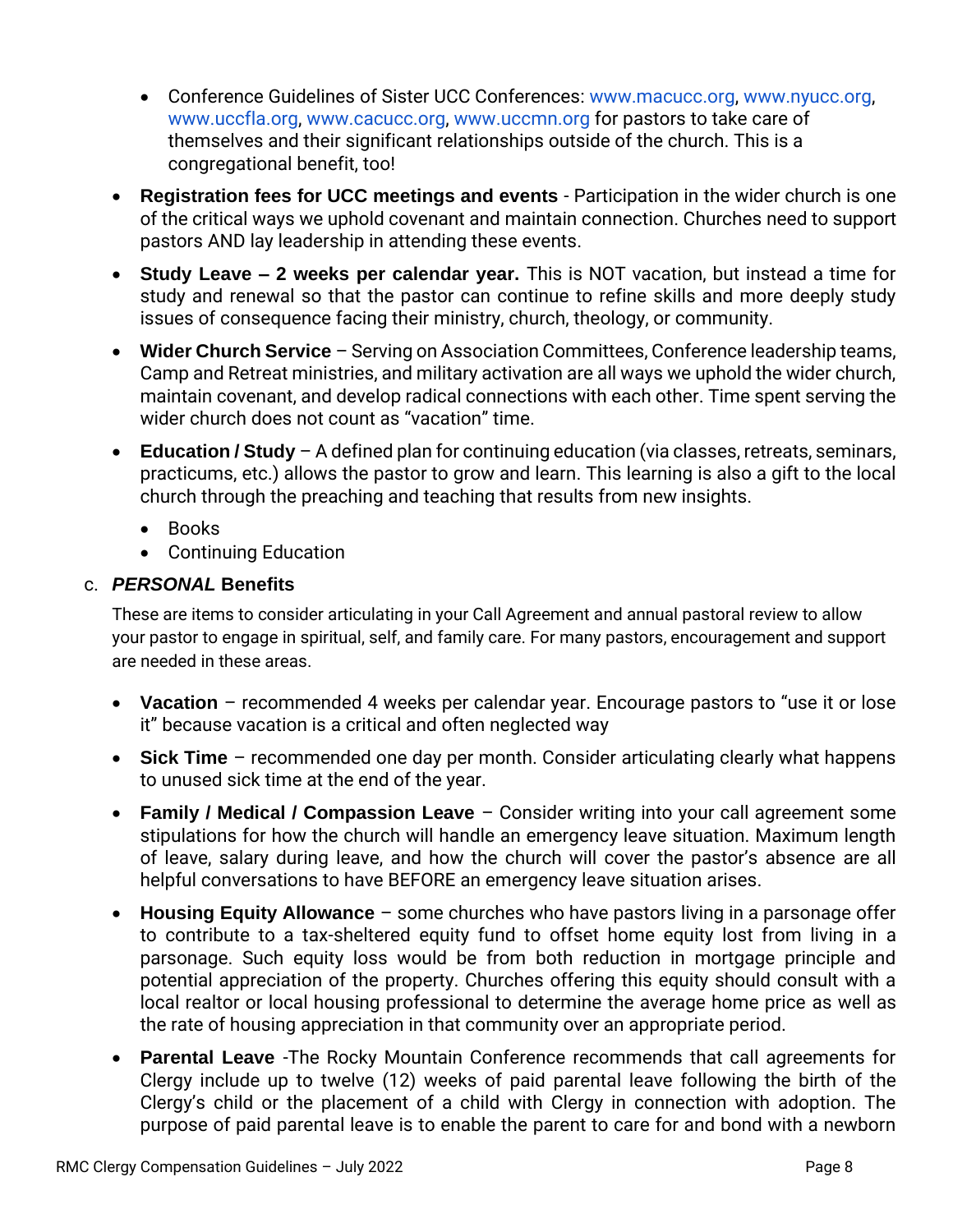- Conference Guidelines of Sister UCC Conferences: www.macucc.org, www.nyucc.org, www.uccfla.org, www.cacucc.org, www.uccmn.org for pastors to take care of themselves and their significant relationships outside of the church. This is a congregational benefit, too!

- **Registration fees for UCC meetings and events** - Participation in the wider church is one of the critical ways we uphold covenant and maintain connection. Churches need to support pastors AND lay leadership in attending these events.

- **Study Leave – 2 weeks per calendar year.** This is NOT vacation, but instead a time for study and renewal so that the pastor can continue to refine skills and more deeply study issues of consequence facing their ministry, church, theology, or community.

- **Wider Church Service** – Serving on Association Committees, Conference leadership teams, Camp and Retreat ministries, and military activation are all ways we uphold the wider church, maintain covenant, and develop radical connections with each other. Time spent serving the wider church does not count as "vacation" time.

- **Education / Study** – A defined plan for continuing education (via classes, retreats, seminars, practicums, etc.) allows the pastor to grow and learn. This learning is also a gift to the local church through the preaching and teaching that results from new insights.
    - Books
    - Continuing Education

c. ***PERSONAL* Benefits**

These are items to consider articulating in your Call Agreement and annual pastoral review to allow your pastor to engage in spiritual, self, and family care. For many pastors, encouragement and support are needed in these areas.

- **Vacation** – recommended 4 weeks per calendar year. Encourage pastors to "use it or lose it" because vacation is a critical and often neglected way

- **Sick Time** – recommended one day per month. Consider articulating clearly what happens to unused sick time at the end of the year.

- **Family / Medical / Compassion Leave** – Consider writing into your call agreement some stipulations for how the church will handle an emergency leave situation. Maximum length of leave, salary during leave, and how the church will cover the pastor's absence are all helpful conversations to have BEFORE an emergency leave situation arises.

- **Housing Equity Allowance** – some churches who have pastors living in a parsonage offer to contribute to a tax-sheltered equity fund to offset home equity lost from living in a parsonage. Such equity loss would be from both reduction in mortgage principle and potential appreciation of the property. Churches offering this equity should consult with a local realtor or local housing professional to determine the average home price as well as the rate of housing appreciation in that community over an appropriate period.

- **Parental Leave** -The Rocky Mountain Conference recommends that call agreements for Clergy include up to twelve (12) weeks of paid parental leave following the birth of the Clergy's child or the placement of a child with Clergy in connection with adoption. The purpose of paid parental leave is to enable the parent to care for and bond with a newborn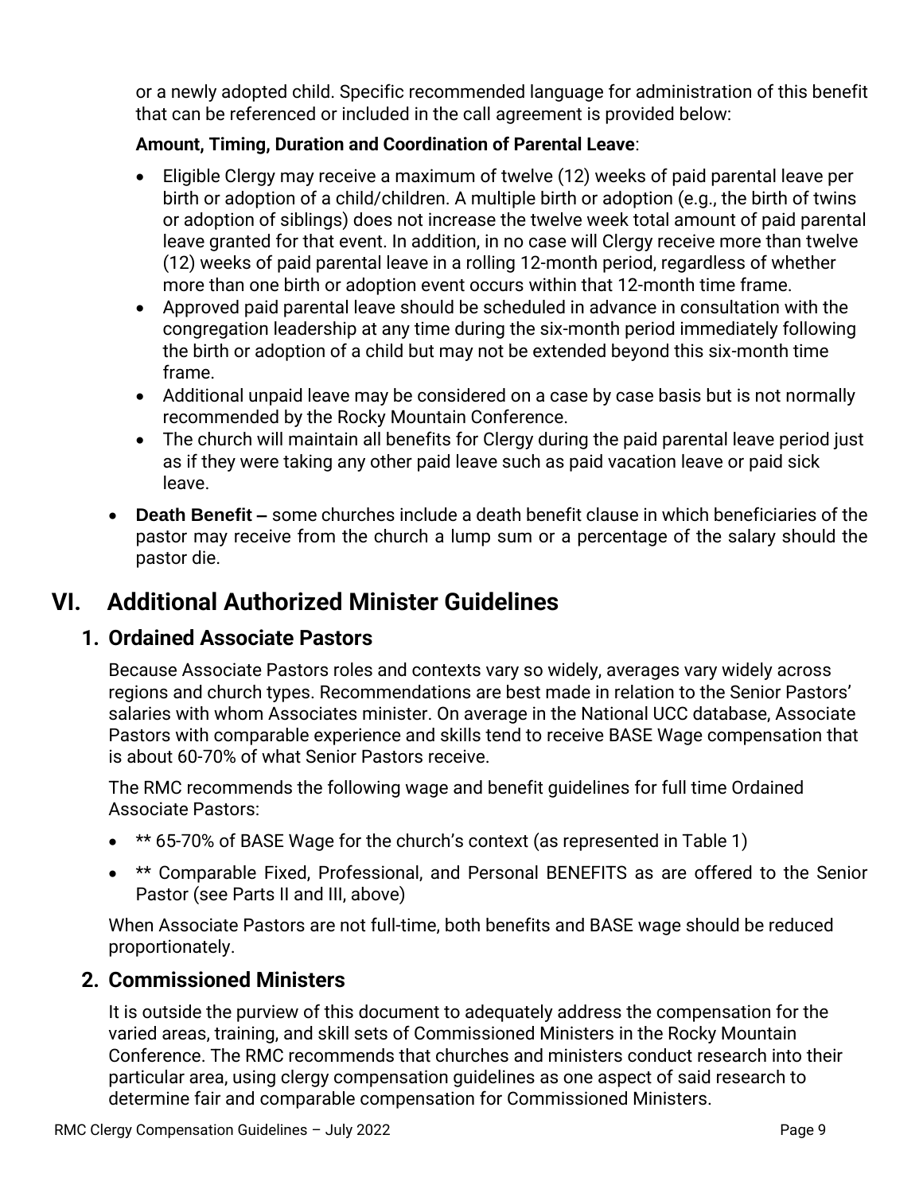or a newly adopted child. Specific recommended language for administration of this benefit that can be referenced or included in the call agreement is provided below:

**Amount, Timing, Duration and Coordination of Parental Leave**:

- Eligible Clergy may receive a maximum of twelve (12) weeks of paid parental leave per birth or adoption of a child/children. A multiple birth or adoption (e.g., the birth of twins or adoption of siblings) does not increase the twelve week total amount of paid parental leave granted for that event. In addition, in no case will Clergy receive more than twelve (12) weeks of paid parental leave in a rolling 12-month period, regardless of whether more than one birth or adoption event occurs within that 12-month time frame.
- Approved paid parental leave should be scheduled in advance in consultation with the congregation leadership at any time during the six-month period immediately following the birth or adoption of a child but may not be extended beyond this six-month time frame.
- Additional unpaid leave may be considered on a case by case basis but is not normally recommended by the Rocky Mountain Conference.
- The church will maintain all benefits for Clergy during the paid parental leave period just as if they were taking any other paid leave such as paid vacation leave or paid sick leave.

- **Death Benefit –** some churches include a death benefit clause in which beneficiaries of the pastor may receive from the church a lump sum or a percentage of the salary should the pastor die.

# VI. Additional Authorized Minister Guidelines

## 1. Ordained Associate Pastors

Because Associate Pastors roles and contexts vary so widely, averages vary widely across regions and church types. Recommendations are best made in relation to the Senior Pastors' salaries with whom Associates minister. On average in the National UCC database, Associate Pastors with comparable experience and skills tend to receive BASE Wage compensation that is about 60-70% of what Senior Pastors receive.

The RMC recommends the following wage and benefit guidelines for full time Ordained Associate Pastors:

- ** 65-70% of BASE Wage for the church's context (as represented in Table 1)
- ** Comparable Fixed, Professional, and Personal BENEFITS as are offered to the Senior Pastor (see Parts II and III, above)

When Associate Pastors are not full-time, both benefits and BASE wage should be reduced proportionately.

## 2. Commissioned Ministers

It is outside the purview of this document to adequately address the compensation for the varied areas, training, and skill sets of Commissioned Ministers in the Rocky Mountain Conference. The RMC recommends that churches and ministers conduct research into their particular area, using clergy compensation guidelines as one aspect of said research to determine fair and comparable compensation for Commissioned Ministers.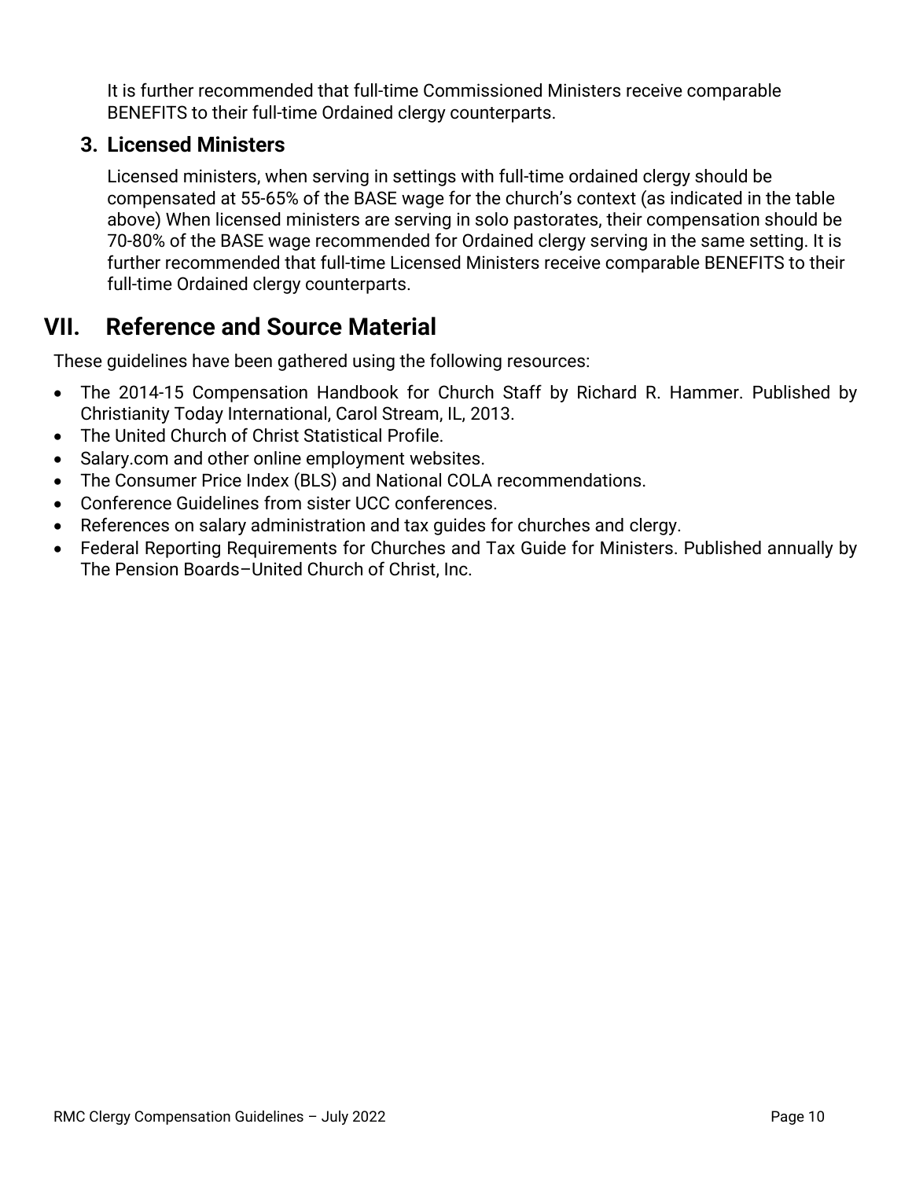It is further recommended that full-time Commissioned Ministers receive comparable BENEFITS to their full-time Ordained clergy counterparts.

### 3. Licensed Ministers

Licensed ministers, when serving in settings with full-time ordained clergy should be compensated at 55-65% of the BASE wage for the church's context (as indicated in the table above) When licensed ministers are serving in solo pastorates, their compensation should be 70-80% of the BASE wage recommended for Ordained clergy serving in the same setting. It is further recommended that full-time Licensed Ministers receive comparable BENEFITS to their full-time Ordained clergy counterparts.

## VII. Reference and Source Material

These guidelines have been gathered using the following resources:

- The 2014-15 Compensation Handbook for Church Staff by Richard R. Hammer. Published by Christianity Today International, Carol Stream, IL, 2013.
- The United Church of Christ Statistical Profile.
- Salary.com and other online employment websites.
- The Consumer Price Index (BLS) and National COLA recommendations.
- Conference Guidelines from sister UCC conferences.
- References on salary administration and tax guides for churches and clergy.
- Federal Reporting Requirements for Churches and Tax Guide for Ministers. Published annually by The Pension Boards–United Church of Christ, Inc.